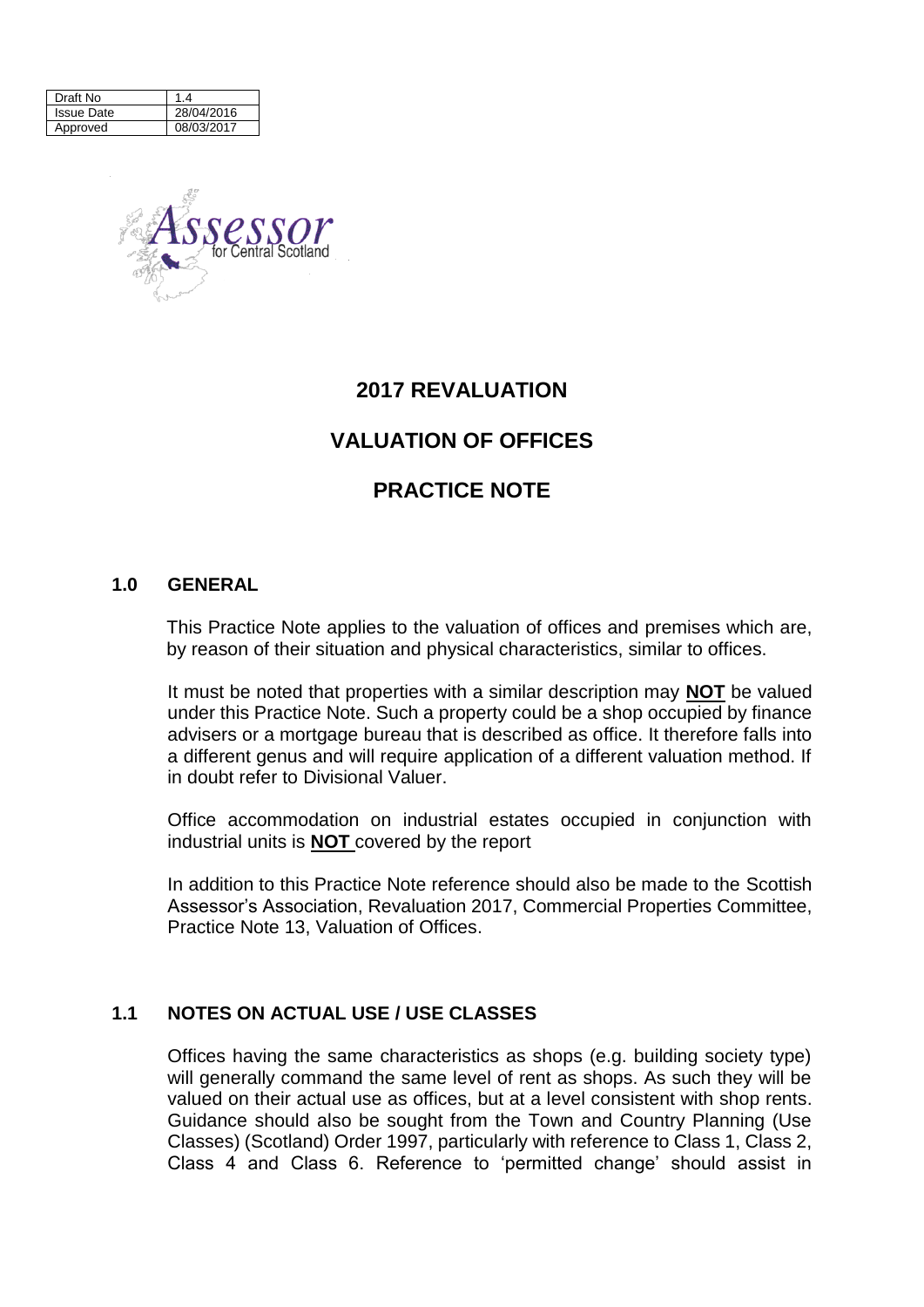| Draft No | 1.4 |
| --- | --- |
| Issue Date | 28/04/2016 |
| Approved | 08/03/2017 |

Assessor for Central Scotland

# 2017 REVALUATION

# VALUATION OF OFFICES

# PRACTICE NOTE

## 1.0 GENERAL

This Practice Note applies to the valuation of offices and premises which are, by reason of their situation and physical characteristics, similar to offices.

It must be noted that properties with a similar description may **NOT** be valued under this Practice Note. Such a property could be a shop occupied by finance advisers or a mortgage bureau that is described as office. It therefore falls into a different genus and will require application of a different valuation method. If in doubt refer to Divisional Valuer.

Office accommodation on industrial estates occupied in conjunction with industrial units is **NOT** covered by the report

In addition to this Practice Note reference should also be made to the Scottish Assessor's Association, Revaluation 2017, Commercial Properties Committee, Practice Note 13, Valuation of Offices.

## 1.1 NOTES ON ACTUAL USE / USE CLASSES

Offices having the same characteristics as shops (e.g. building society type) will generally command the same level of rent as shops. As such they will be valued on their actual use as offices, but at a level consistent with shop rents. Guidance should also be sought from the Town and Country Planning (Use Classes) (Scotland) Order 1997, particularly with reference to Class 1, Class 2, Class 4 and Class 6. Reference to 'permitted change' should assist in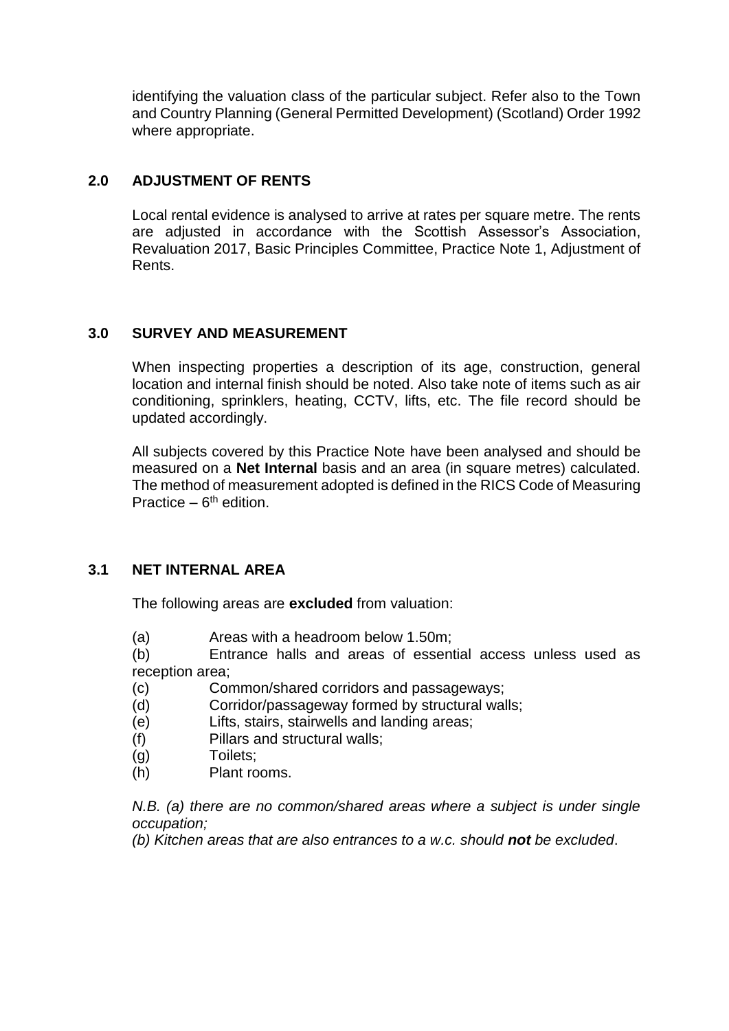identifying the valuation class of the particular subject. Refer also to the Town and Country Planning (General Permitted Development) (Scotland) Order 1992 where appropriate.

## 2.0 ADJUSTMENT OF RENTS

Local rental evidence is analysed to arrive at rates per square metre. The rents are adjusted in accordance with the Scottish Assessor's Association, Revaluation 2017, Basic Principles Committee, Practice Note 1, Adjustment of Rents.

## 3.0 SURVEY AND MEASUREMENT

When inspecting properties a description of its age, construction, general location and internal finish should be noted. Also take note of items such as air conditioning, sprinklers, heating, CCTV, lifts, etc. The file record should be updated accordingly.

All subjects covered by this Practice Note have been analysed and should be measured on a **Net Internal** basis and an area (in square metres) calculated. The method of measurement adopted is defined in the RICS Code of Measuring Practice – 6th edition.

## 3.1 NET INTERNAL AREA

The following areas are **excluded** from valuation:

(a) Areas with a headroom below 1.50m;
(b) Entrance halls and areas of essential access unless used as reception area;
(c) Common/shared corridors and passageways;
(d) Corridor/passageway formed by structural walls;
(e) Lifts, stairs, stairwells and landing areas;
(f) Pillars and structural walls;
(g) Toilets;
(h) Plant rooms.

*N.B. (a) there are no common/shared areas where a subject is under single occupation;*
*(b) Kitchen areas that are also entrances to a w.c. should* ***not*** *be excluded*.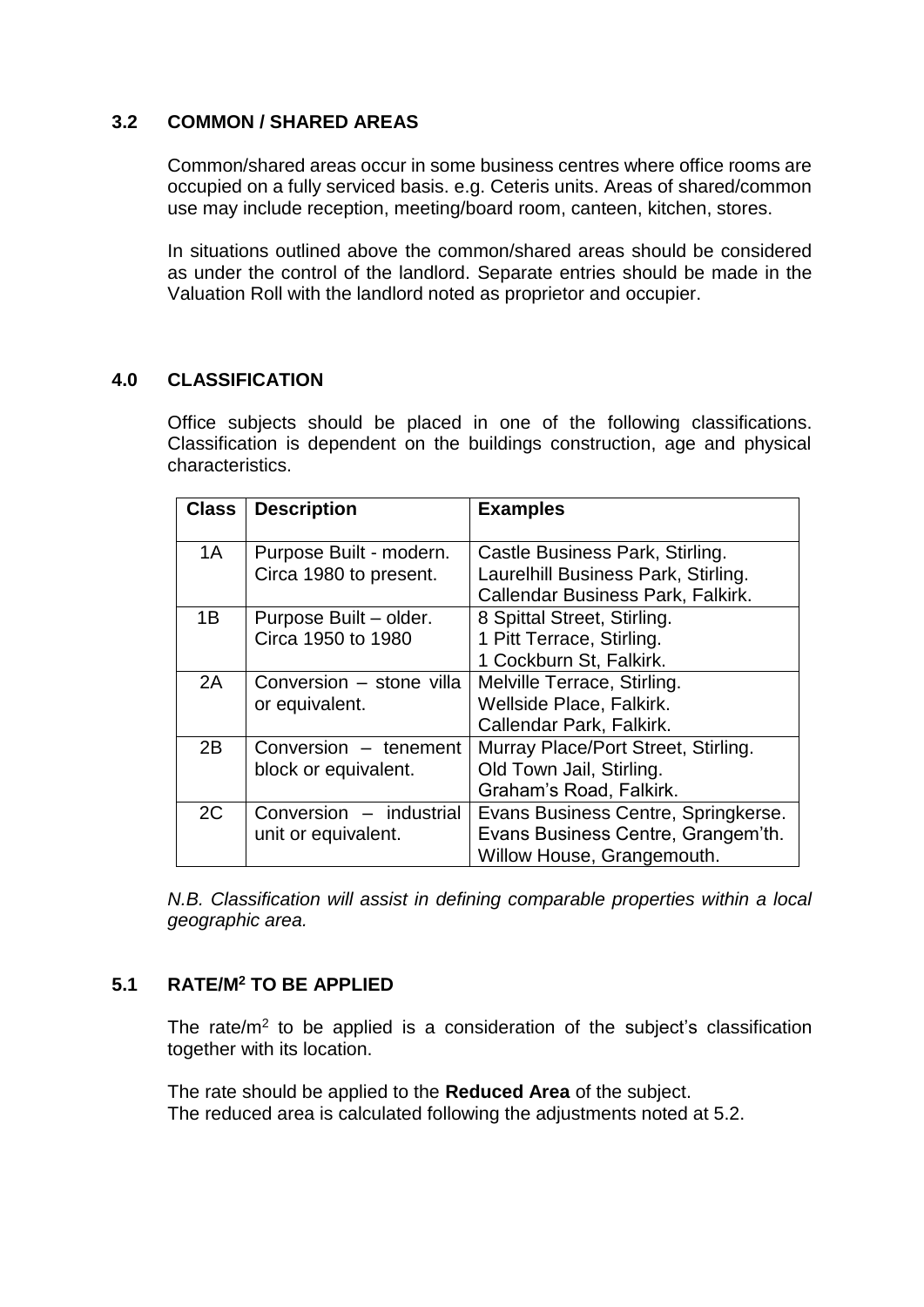## 3.2 COMMON / SHARED AREAS

Common/shared areas occur in some business centres where office rooms are occupied on a fully serviced basis. e.g. Ceteris units. Areas of shared/common use may include reception, meeting/board room, canteen, kitchen, stores.

In situations outlined above the common/shared areas should be considered as under the control of the landlord. Separate entries should be made in the Valuation Roll with the landlord noted as proprietor and occupier.

## 4.0 CLASSIFICATION

Office subjects should be placed in one of the following classifications. Classification is dependent on the buildings construction, age and physical characteristics.

| Class | Description | Examples |
|---|---|---|
| 1A | Purpose Built - modern. Circa 1980 to present. | Castle Business Park, Stirling. Laurelhill Business Park, Stirling. Callendar Business Park, Falkirk. |
| 1B | Purpose Built – older. Circa 1950 to 1980 | 8 Spittal Street, Stirling. 1 Pitt Terrace, Stirling. 1 Cockburn St, Falkirk. |
| 2A | Conversion – stone villa or equivalent. | Melville Terrace, Stirling. Wellside Place, Falkirk. Callendar Park, Falkirk. |
| 2B | Conversion – tenement block or equivalent. | Murray Place/Port Street, Stirling. Old Town Jail, Stirling. Graham's Road, Falkirk. |
| 2C | Conversion – industrial unit or equivalent. | Evans Business Centre, Springkerse. Evans Business Centre, Grangem'th. Willow House, Grangemouth. |

*N.B. Classification will assist in defining comparable properties within a local geographic area.*

## 5.1 RATE/M$^2$ TO BE APPLIED

The rate/m$^2$ to be applied is a consideration of the subject's classification together with its location.

The rate should be applied to the **Reduced Area** of the subject.
The reduced area is calculated following the adjustments noted at 5.2.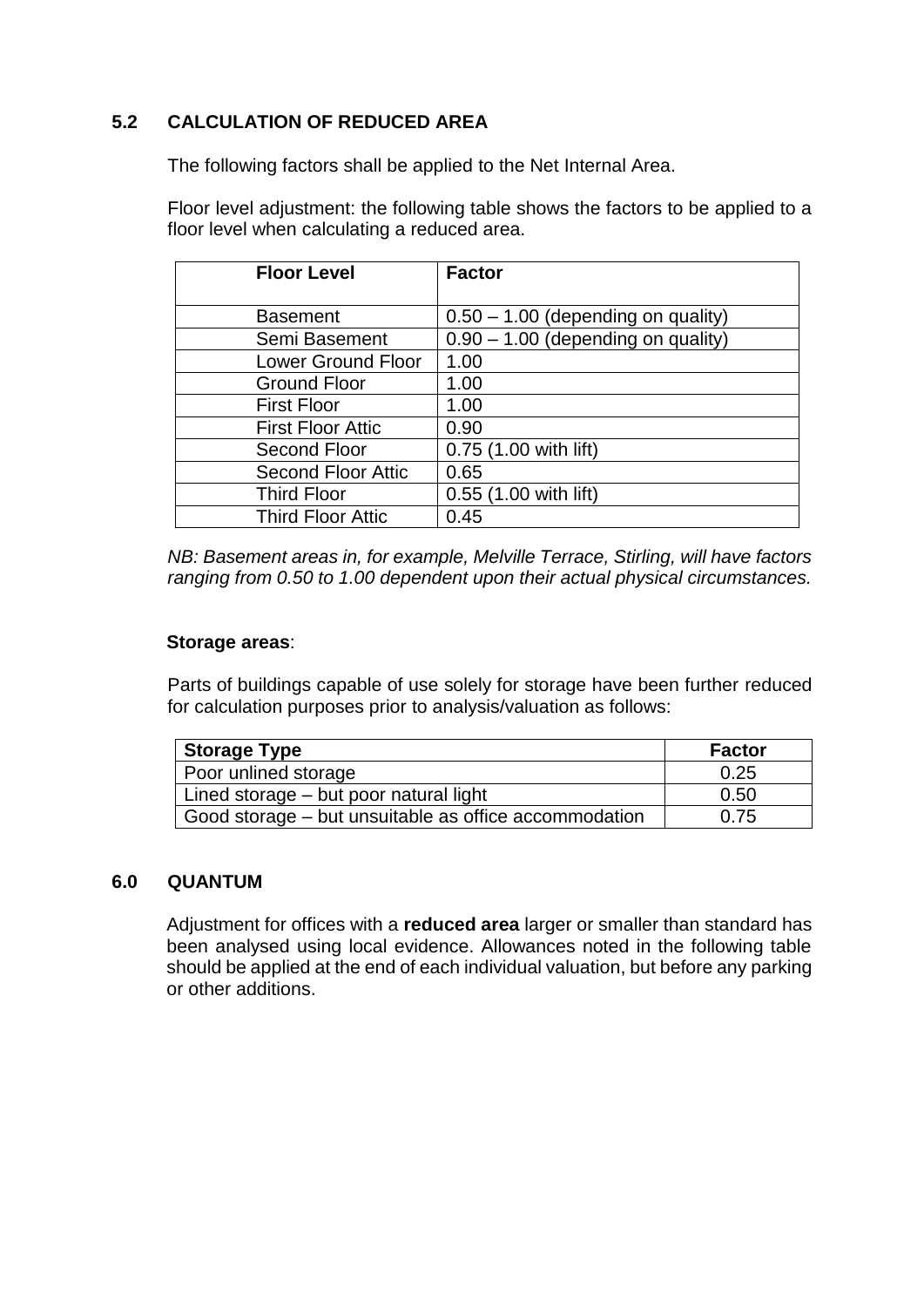## 5.2 CALCULATION OF REDUCED AREA

The following factors shall be applied to the Net Internal Area.

Floor level adjustment: the following table shows the factors to be applied to a floor level when calculating a reduced area.

| Floor Level | Factor |
|---|---|
| Basement | 0.50 – 1.00 (depending on quality) |
| Semi Basement | 0.90 – 1.00 (depending on quality) |
| Lower Ground Floor | 1.00 |
| Ground Floor | 1.00 |
| First Floor | 1.00 |
| First Floor Attic | 0.90 |
| Second Floor | 0.75 (1.00 with lift) |
| Second Floor Attic | 0.65 |
| Third Floor | 0.55 (1.00 with lift) |
| Third Floor Attic | 0.45 |

*NB: Basement areas in, for example, Melville Terrace, Stirling, will have factors ranging from 0.50 to 1.00 dependent upon their actual physical circumstances.*

**Storage areas**:

Parts of buildings capable of use solely for storage have been further reduced for calculation purposes prior to analysis/valuation as follows:

| Storage Type | Factor |
|---|---|
| Poor unlined storage | 0.25 |
| Lined storage – but poor natural light | 0.50 |
| Good storage – but unsuitable as office accommodation | 0.75 |

## 6.0 QUANTUM

Adjustment for offices with a **reduced area** larger or smaller than standard has been analysed using local evidence. Allowances noted in the following table should be applied at the end of each individual valuation, but before any parking or other additions.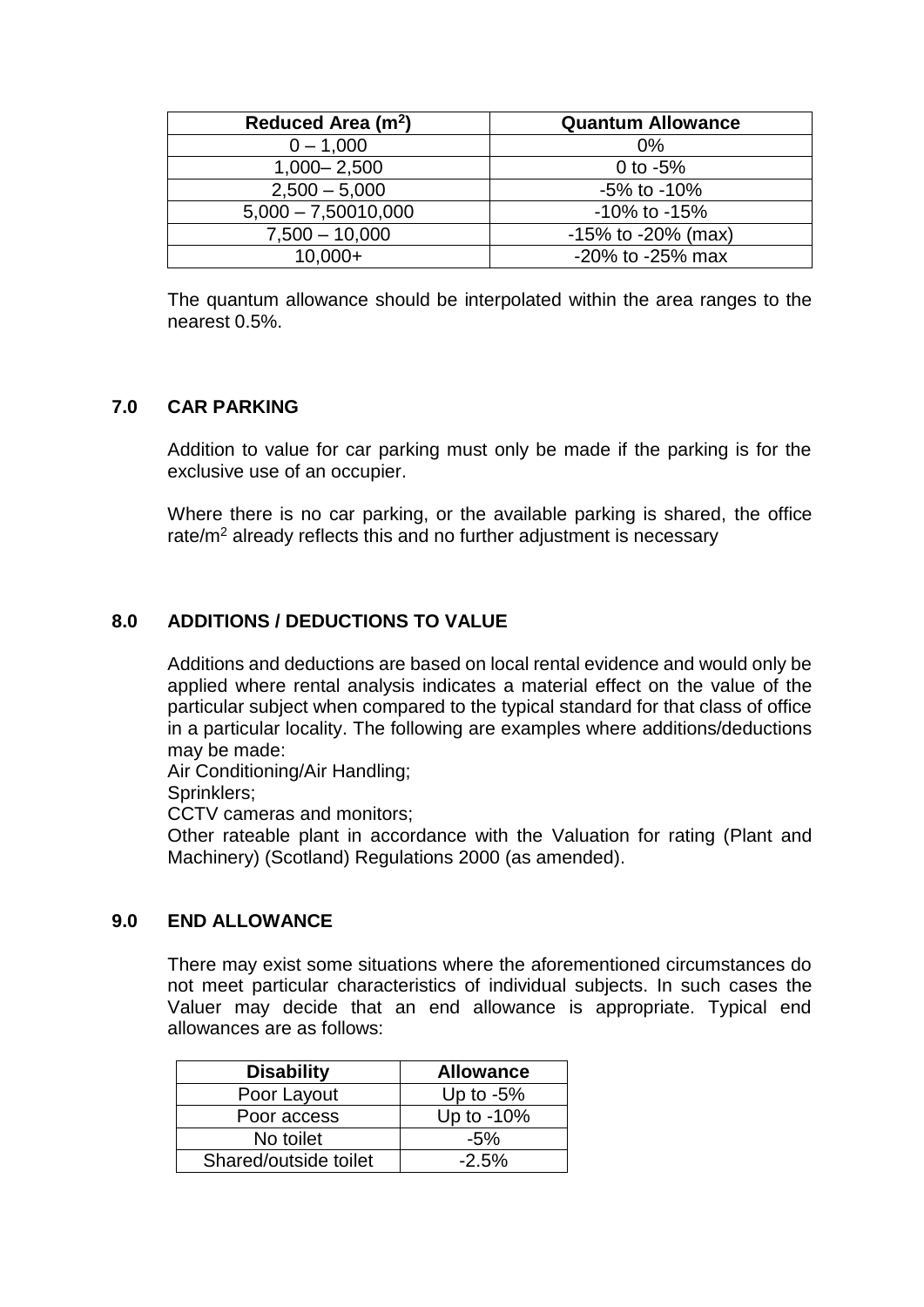| Reduced Area ($m^2$) | Quantum Allowance |
|---|---|
| 0 – 1,000 | 0% |
| 1,000– 2,500 | 0 to -5% |
| 2,500 – 5,000 | -5% to -10% |
| 5,000 – 7,50010,000 | -10% to -15% |
| 7,500 – 10,000 | -15% to -20% (max) |
| 10,000+ | -20% to -25% max |

The quantum allowance should be interpolated within the area ranges to the nearest 0.5%.

## 7.0 CAR PARKING

Addition to value for car parking must only be made if the parking is for the exclusive use of an occupier.

Where there is no car parking, or the available parking is shared, the office rate/$m^2$ already reflects this and no further adjustment is necessary

## 8.0 ADDITIONS / DEDUCTIONS TO VALUE

Additions and deductions are based on local rental evidence and would only be applied where rental analysis indicates a material effect on the value of the particular subject when compared to the typical standard for that class of office in a particular locality. The following are examples where additions/deductions may be made:

Air Conditioning/Air Handling;

Sprinklers;

CCTV cameras and monitors;

Other rateable plant in accordance with the Valuation for rating (Plant and Machinery) (Scotland) Regulations 2000 (as amended).

## 9.0 END ALLOWANCE

There may exist some situations where the aforementioned circumstances do not meet particular characteristics of individual subjects. In such cases the Valuer may decide that an end allowance is appropriate. Typical end allowances are as follows:

| Disability | Allowance |
|---|---|
| Poor Layout | Up to -5% |
| Poor access | Up to -10% |
| No toilet | -5% |
| Shared/outside toilet | -2.5% |